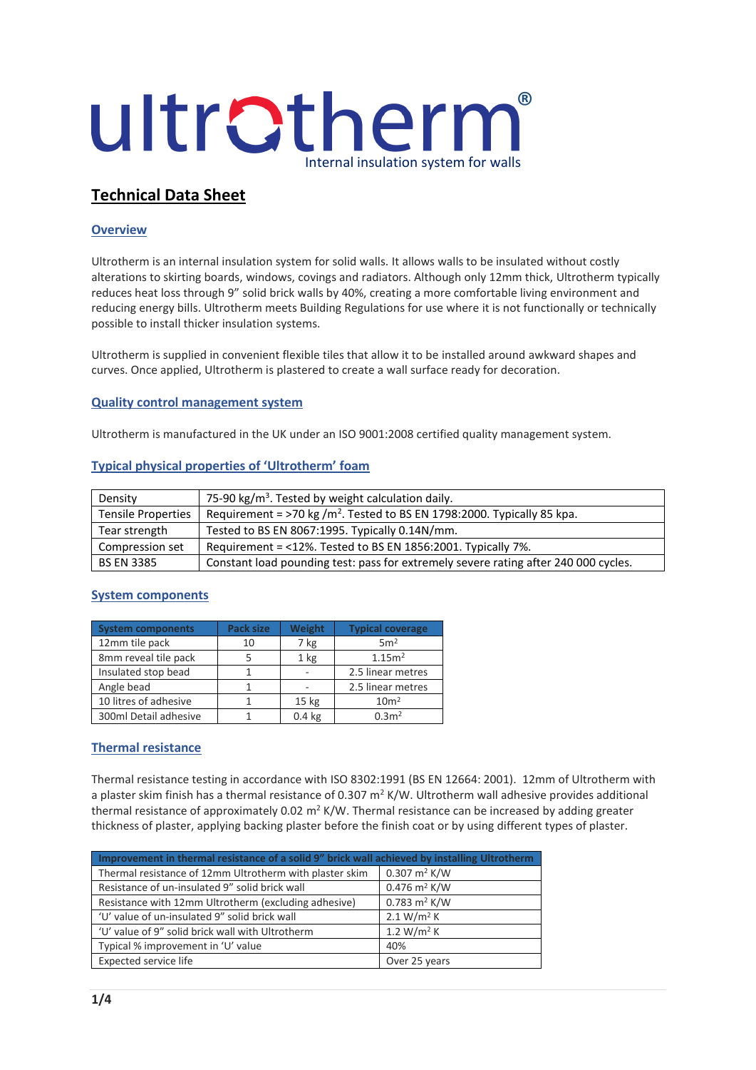# ultrotherm®

Internal insulation system for walls

## Technical Data Sheet

### Overview

Ultrotherm is an internal insulation system for solid walls. It allows walls to be insulated without costly alterations to skirting boards, windows, covings and radiators. Although only 12mm thick, Ultrotherm typically reduces heat loss through 9" solid brick walls by 40%, creating a more comfortable living environment and reducing energy bills. Ultrotherm meets Building Regulations for use where it is not functionally or technically possible to install thicker insulation systems.

Ultrotherm is supplied in convenient flexible tiles that allow it to be installed around awkward shapes and curves. Once applied, Ultrotherm is plastered to create a wall surface ready for decoration.

### Quality control management system

Ultrotherm is manufactured in the UK under an ISO 9001:2008 certified quality management system.

### Typical physical properties of 'Ultrotherm' foam

| | |
|---|---|
| Density | 75-90 kg/m$^3$. Tested by weight calculation daily. |
| Tensile Properties | Requirement = >70 kg /m$^2$. Tested to BS EN 1798:2000. Typically 85 kpa. |
| Tear strength | Tested to BS EN 8067:1995. Typically 0.14N/mm. |
| Compression set | Requirement = <12%. Tested to BS EN 1856:2001. Typically 7%. |
| BS EN 3385 | Constant load pounding test: pass for extremely severe rating after 240 000 cycles. |

### System components

| System components | Pack size | Weight | Typical coverage |
|---|---|---|---|
| 12mm tile pack | 10 | 7 kg | 5m$^2$ |
| 8mm reveal tile pack | 5 | 1 kg | 1.15m$^2$ |
| Insulated stop bead | 1 | - | 2.5 linear metres |
| Angle bead | 1 | - | 2.5 linear metres |
| 10 litres of adhesive | 1 | 15 kg | 10m$^2$ |
| 300ml Detail adhesive | 1 | 0.4 kg | 0.3m$^2$ |

### Thermal resistance

Thermal resistance testing in accordance with ISO 8302:1991 (BS EN 12664: 2001). 12mm of Ultrotherm with a plaster skim finish has a thermal resistance of 0.307 m$^2$ K/W. Ultrotherm wall adhesive provides additional thermal resistance of approximately 0.02 m$^2$ K/W. Thermal resistance can be increased by adding greater thickness of plaster, applying backing plaster before the finish coat or by using different types of plaster.

| Improvement in thermal resistance of a solid 9" brick wall achieved by installing Ultrotherm | |
|---|---|
| Thermal resistance of 12mm Ultrotherm with plaster skim | 0.307 m$^2$ K/W |
| Resistance of un-insulated 9" solid brick wall | 0.476 m$^2$ K/W |
| Resistance with 12mm Ultrotherm (excluding adhesive) | 0.783 m$^2$ K/W |
| 'U' value of un-insulated 9" solid brick wall | 2.1 W/m$^2$ K |
| 'U' value of 9" solid brick wall with Ultrotherm | 1.2 W/m$^2$ K |
| Typical % improvement in 'U' value | 40% |
| Expected service life | Over 25 years |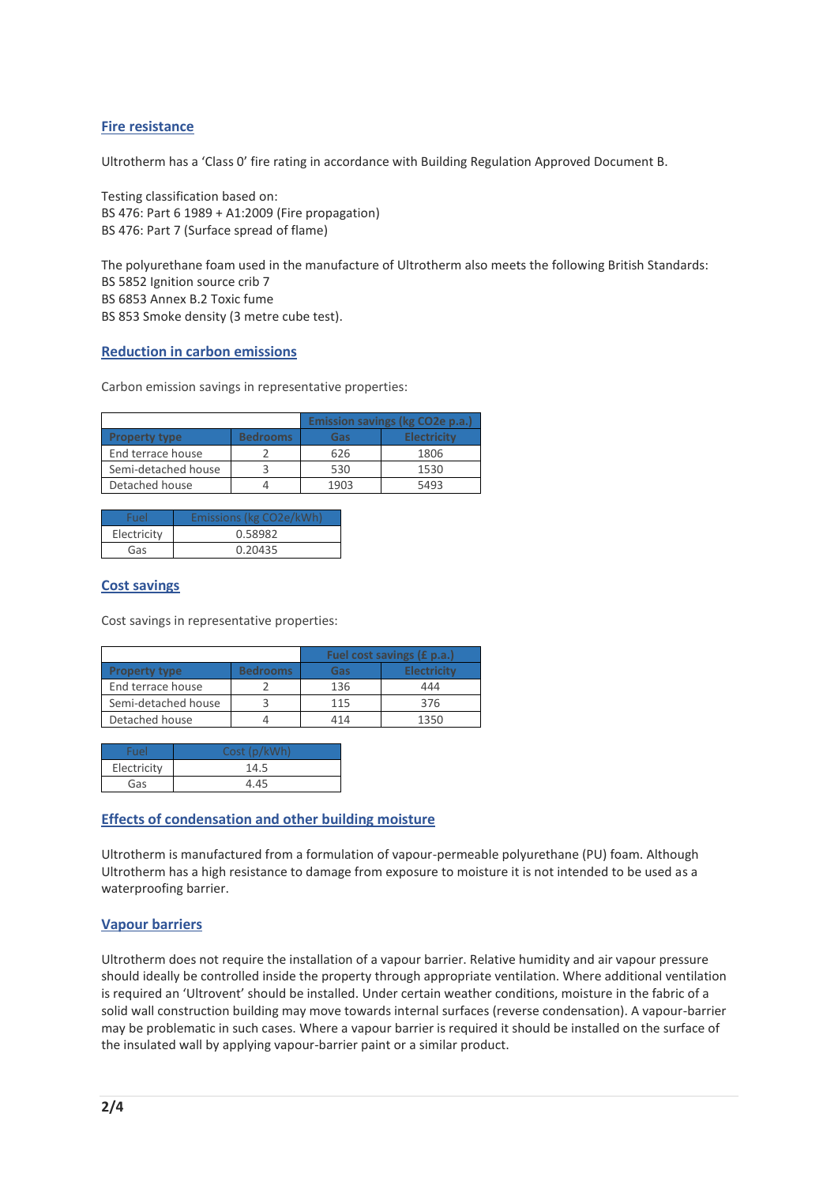## Fire resistance

Ultrotherm has a 'Class 0' fire rating in accordance with Building Regulation Approved Document B.

Testing classification based on:
BS 476: Part 6 1989 + A1:2009 (Fire propagation)
BS 476: Part 7 (Surface spread of flame)

The polyurethane foam used in the manufacture of Ultrotherm also meets the following British Standards:
BS 5852 Ignition source crib 7
BS 6853 Annex B.2 Toxic fume
BS 853 Smoke density (3 metre cube test).

## Reduction in carbon emissions

Carbon emission savings in representative properties:

| | | Emission savings (kg CO2e p.a.) | |
|---|---|---|---|
| Property type | Bedrooms | Gas | Electricity |
| End terrace house | 2 | 626 | 1806 |
| Semi-detached house | 3 | 530 | 1530 |
| Detached house | 4 | 1903 | 5493 |

| Fuel | Emissions (kg CO2e/kWh) |
|---|---|
| Electricity | 0.58982 |
| Gas | 0.20435 |

## Cost savings

Cost savings in representative properties:

| | | Fuel cost savings (£ p.a.) | |
|---|---|---|---|
| Property type | Bedrooms | Gas | Electricity |
| End terrace house | 2 | 136 | 444 |
| Semi-detached house | 3 | 115 | 376 |
| Detached house | 4 | 414 | 1350 |

| Fuel | Cost (p/kWh) |
|---|---|
| Electricity | 14.5 |
| Gas | 4.45 |

## Effects of condensation and other building moisture

Ultrotherm is manufactured from a formulation of vapour-permeable polyurethane (PU) foam. Although Ultrotherm has a high resistance to damage from exposure to moisture it is not intended to be used as a waterproofing barrier.

## Vapour barriers

Ultrotherm does not require the installation of a vapour barrier. Relative humidity and air vapour pressure should ideally be controlled inside the property through appropriate ventilation. Where additional ventilation is required an 'Ultrovent' should be installed. Under certain weather conditions, moisture in the fabric of a solid wall construction building may move towards internal surfaces (reverse condensation). A vapour-barrier may be problematic in such cases. Where a vapour barrier is required it should be installed on the surface of the insulated wall by applying vapour-barrier paint or a similar product.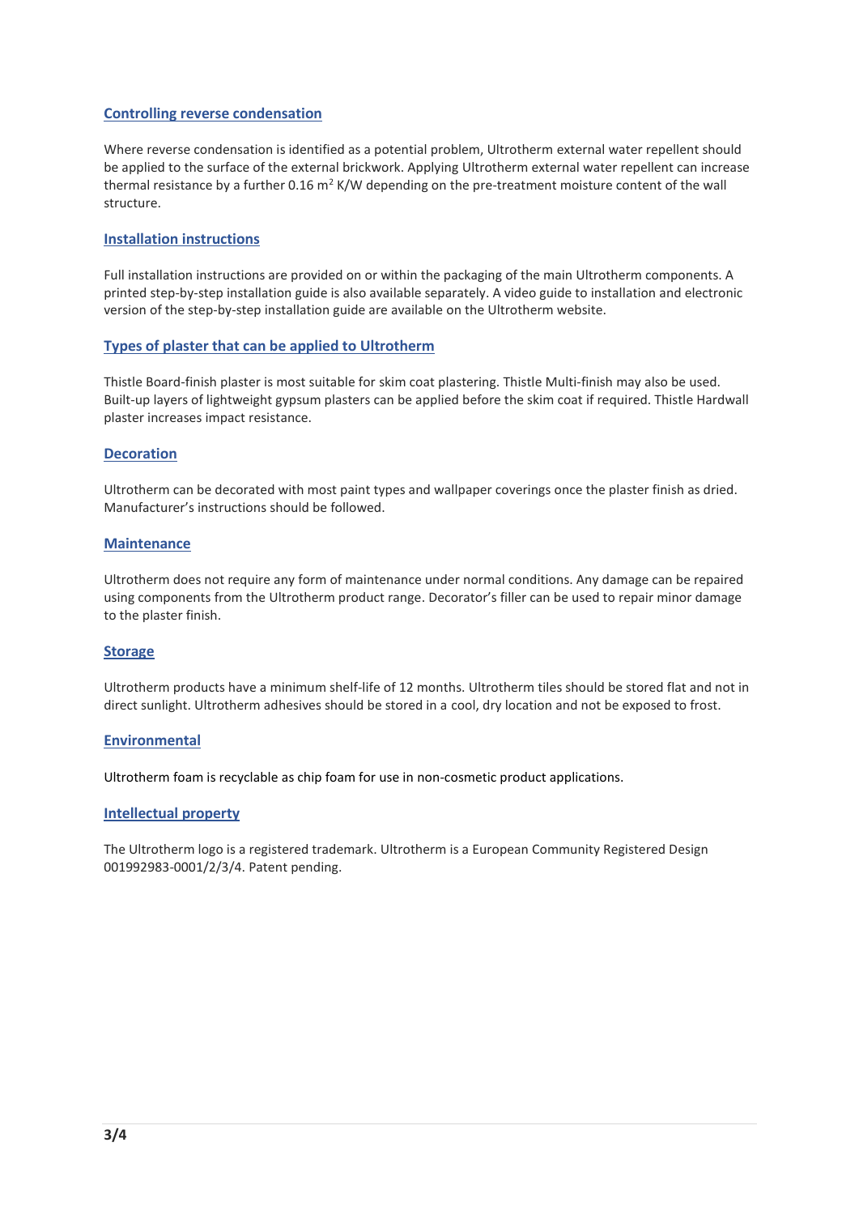## Controlling reverse condensation

Where reverse condensation is identified as a potential problem, Ultrotherm external water repellent should be applied to the surface of the external brickwork. Applying Ultrotherm external water repellent can increase thermal resistance by a further 0.16 $m^2$ K/W depending on the pre-treatment moisture content of the wall structure.

## Installation instructions

Full installation instructions are provided on or within the packaging of the main Ultrotherm components. A printed step-by-step installation guide is also available separately. A video guide to installation and electronic version of the step-by-step installation guide are available on the Ultrotherm website.

## Types of plaster that can be applied to Ultrotherm

Thistle Board-finish plaster is most suitable for skim coat plastering. Thistle Multi-finish may also be used. Built-up layers of lightweight gypsum plasters can be applied before the skim coat if required. Thistle Hardwall plaster increases impact resistance.

## Decoration

Ultrotherm can be decorated with most paint types and wallpaper coverings once the plaster finish as dried. Manufacturer's instructions should be followed.

## Maintenance

Ultrotherm does not require any form of maintenance under normal conditions. Any damage can be repaired using components from the Ultrotherm product range. Decorator's filler can be used to repair minor damage to the plaster finish.

## Storage

Ultrotherm products have a minimum shelf-life of 12 months. Ultrotherm tiles should be stored flat and not in direct sunlight. Ultrotherm adhesives should be stored in a cool, dry location and not be exposed to frost.

## Environmental

Ultrotherm foam is recyclable as chip foam for use in non-cosmetic product applications.

## Intellectual property

The Ultrotherm logo is a registered trademark. Ultrotherm is a European Community Registered Design 001992983-0001/2/3/4. Patent pending.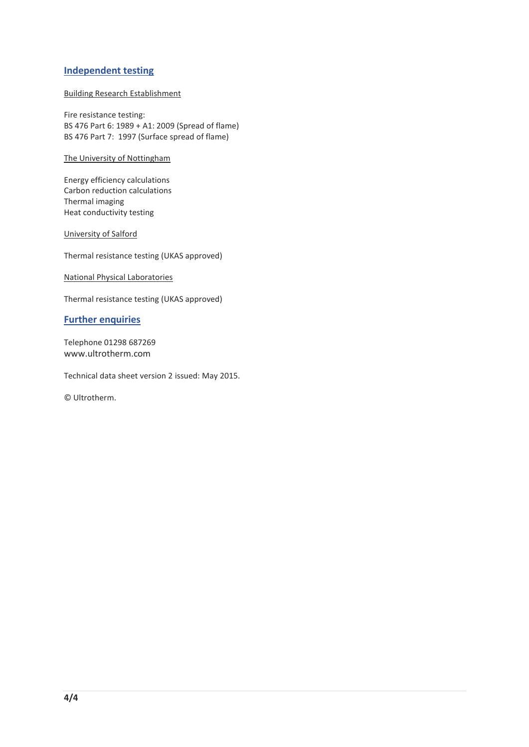## Independent testing

Building Research Establishment

Fire resistance testing:
BS 476 Part 6: 1989 + A1: 2009 (Spread of flame)
BS 476 Part 7: 1997 (Surface spread of flame)

The University of Nottingham

Energy efficiency calculations
Carbon reduction calculations
Thermal imaging
Heat conductivity testing

University of Salford

Thermal resistance testing (UKAS approved)

National Physical Laboratories

Thermal resistance testing (UKAS approved)

## Further enquiries

Telephone 01298 687269
www.ultrotherm.com

Technical data sheet version 2 issued: May 2015.

© Ultrotherm.